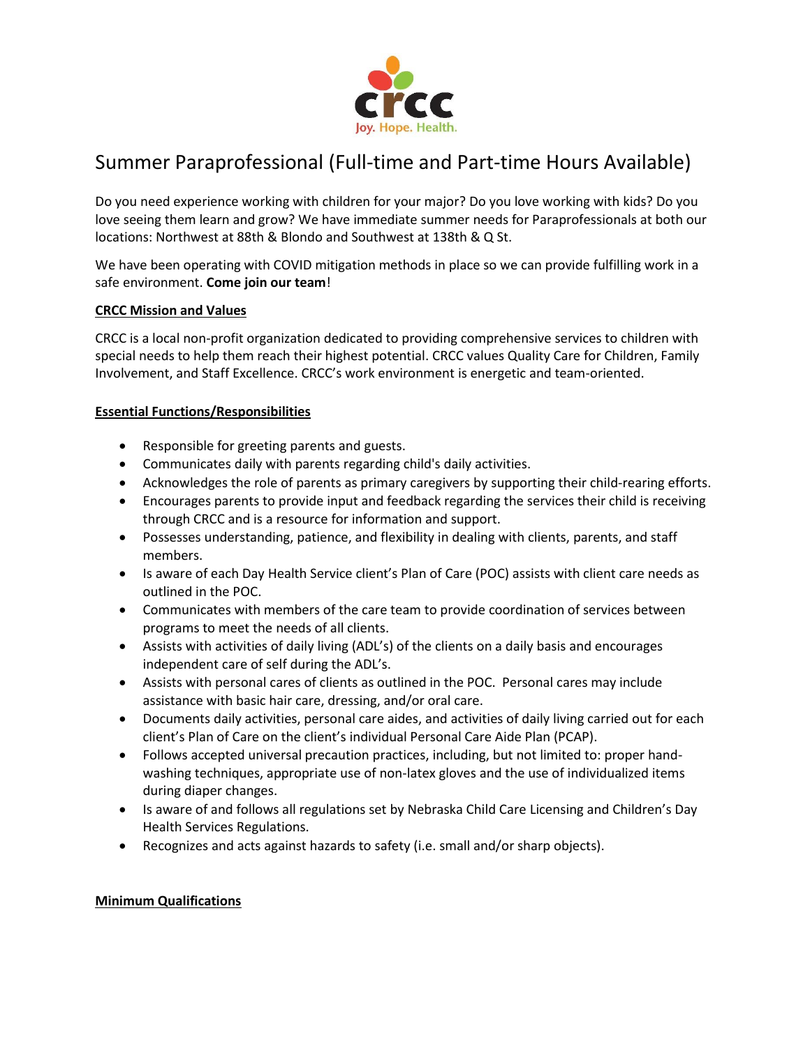# Summer Paraprofessional (Full-time and Part-time Hours Available)

Do you need experience working with children for your major? Do you love working with kids? Do you love seeing them learn and grow? We have immediate summer needs for Paraprofessionals at both our locations: Northwest at 88th & Blondo and Southwest at 138th & Q St.

We have been operating with COVID mitigation methods in place so we can provide fulfilling work in a safe environment. **Come join our team**!

**CRCC Mission and Values**

CRCC is a local non-profit organization dedicated to providing comprehensive services to children with special needs to help them reach their highest potential. CRCC values Quality Care for Children, Family Involvement, and Staff Excellence. CRCC's work environment is energetic and team-oriented.

**Essential Functions/Responsibilities**

- Responsible for greeting parents and guests.
- Communicates daily with parents regarding child's daily activities.
- Acknowledges the role of parents as primary caregivers by supporting their child-rearing efforts.
- Encourages parents to provide input and feedback regarding the services their child is receiving through CRCC and is a resource for information and support.
- Possesses understanding, patience, and flexibility in dealing with clients, parents, and staff members.
- Is aware of each Day Health Service client's Plan of Care (POC) assists with client care needs as outlined in the POC.
- Communicates with members of the care team to provide coordination of services between programs to meet the needs of all clients.
- Assists with activities of daily living (ADL's) of the clients on a daily basis and encourages independent care of self during the ADL's.
- Assists with personal cares of clients as outlined in the POC. Personal cares may include assistance with basic hair care, dressing, and/or oral care.
- Documents daily activities, personal care aides, and activities of daily living carried out for each client's Plan of Care on the client's individual Personal Care Aide Plan (PCAP).
- Follows accepted universal precaution practices, including, but not limited to: proper hand-washing techniques, appropriate use of non-latex gloves and the use of individualized items during diaper changes.
- Is aware of and follows all regulations set by Nebraska Child Care Licensing and Children's Day Health Services Regulations.
- Recognizes and acts against hazards to safety (i.e. small and/or sharp objects).

**Minimum Qualifications**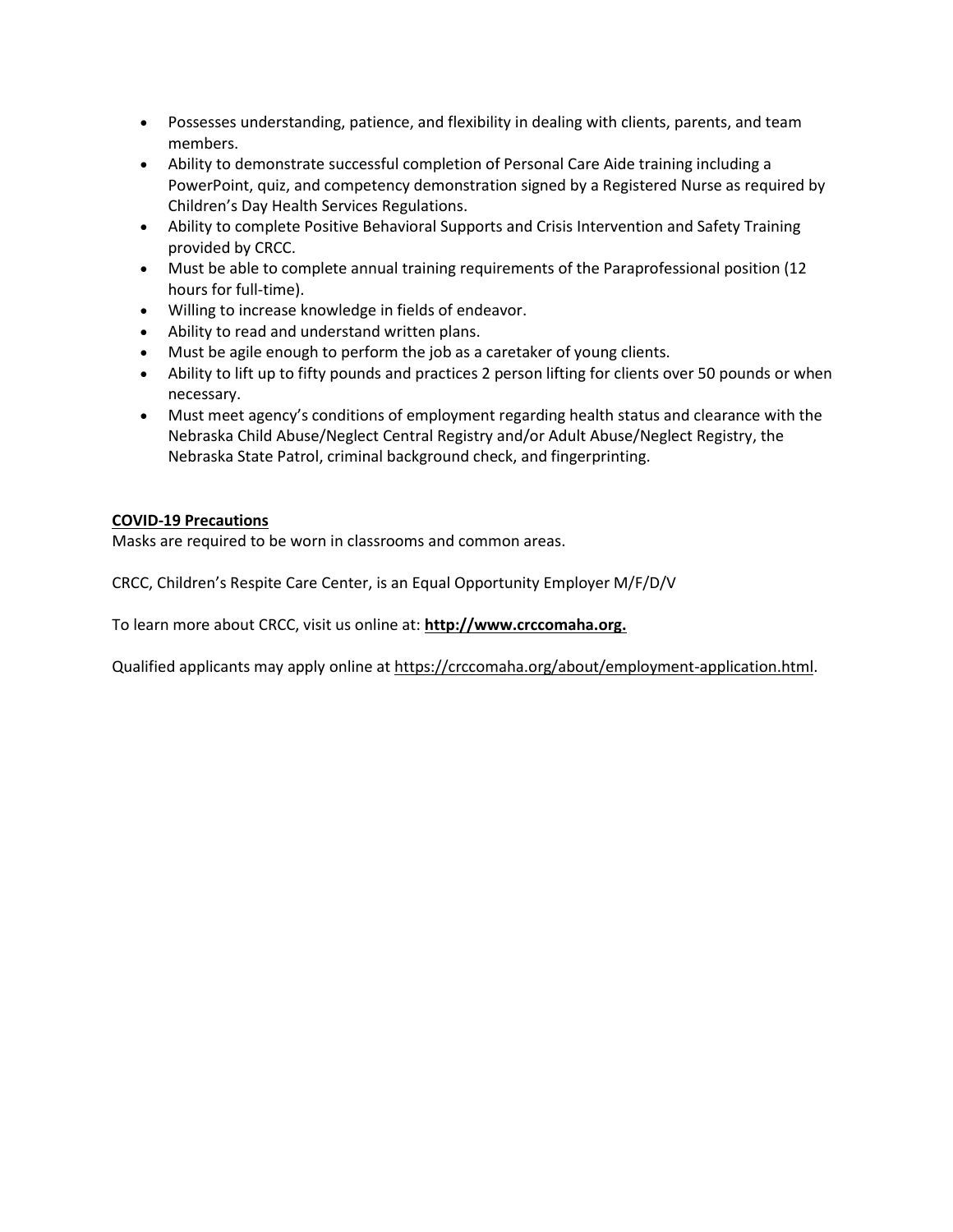- Possesses understanding, patience, and flexibility in dealing with clients, parents, and team members.
- Ability to demonstrate successful completion of Personal Care Aide training including a PowerPoint, quiz, and competency demonstration signed by a Registered Nurse as required by Children's Day Health Services Regulations.
- Ability to complete Positive Behavioral Supports and Crisis Intervention and Safety Training provided by CRCC.
- Must be able to complete annual training requirements of the Paraprofessional position (12 hours for full-time).
- Willing to increase knowledge in fields of endeavor.
- Ability to read and understand written plans.
- Must be agile enough to perform the job as a caretaker of young clients.
- Ability to lift up to fifty pounds and practices 2 person lifting for clients over 50 pounds or when necessary.
- Must meet agency's conditions of employment regarding health status and clearance with the Nebraska Child Abuse/Neglect Central Registry and/or Adult Abuse/Neglect Registry, the Nebraska State Patrol, criminal background check, and fingerprinting.

**COVID-19 Precautions**

Masks are required to be worn in classrooms and common areas.

CRCC, Children's Respite Care Center, is an Equal Opportunity Employer M/F/D/V

To learn more about CRCC, visit us online at: **http://www.crccomaha.org.**

Qualified applicants may apply online at https://crccomaha.org/about/employment-application.html.